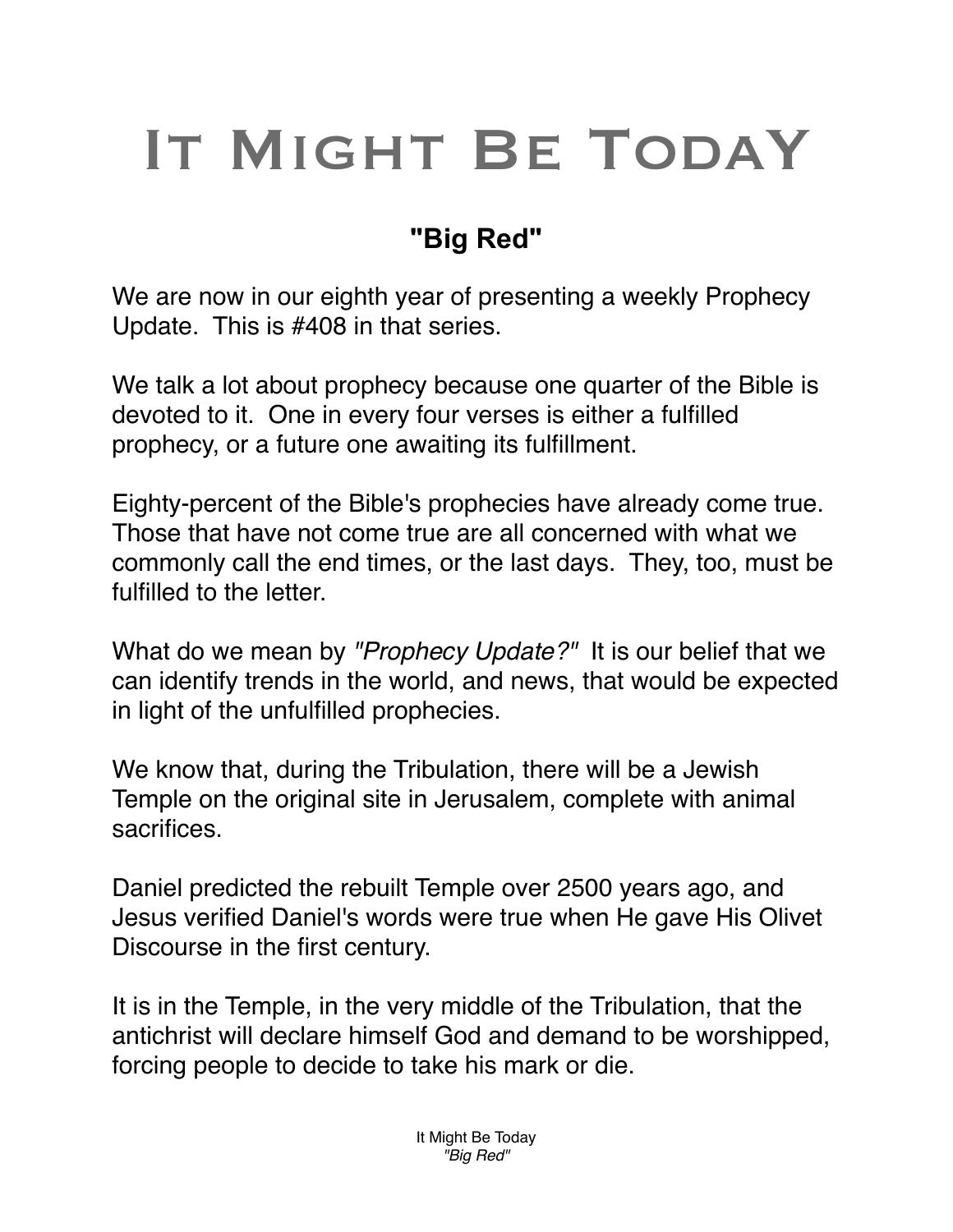# It Might Be Today

## "Big Red"

We are now in our eighth year of presenting a weekly Prophecy Update. This is #408 in that series.

We talk a lot about prophecy because one quarter of the Bible is devoted to it. One in every four verses is either a fulfilled prophecy, or a future one awaiting its fulfillment.

Eighty-percent of the Bible's prophecies have already come true. Those that have not come true are all concerned with what we commonly call the end times, or the last days. They, too, must be fulfilled to the letter.

What do we mean by *"Prophecy Update?"* It is our belief that we can identify trends in the world, and news, that would be expected in light of the unfulfilled prophecies.

We know that, during the Tribulation, there will be a Jewish Temple on the original site in Jerusalem, complete with animal sacrifices.

Daniel predicted the rebuilt Temple over 2500 years ago, and Jesus verified Daniel's words were true when He gave His Olivet Discourse in the first century.

It is in the Temple, in the very middle of the Tribulation, that the antichrist will declare himself God and demand to be worshipped, forcing people to decide to take his mark or die.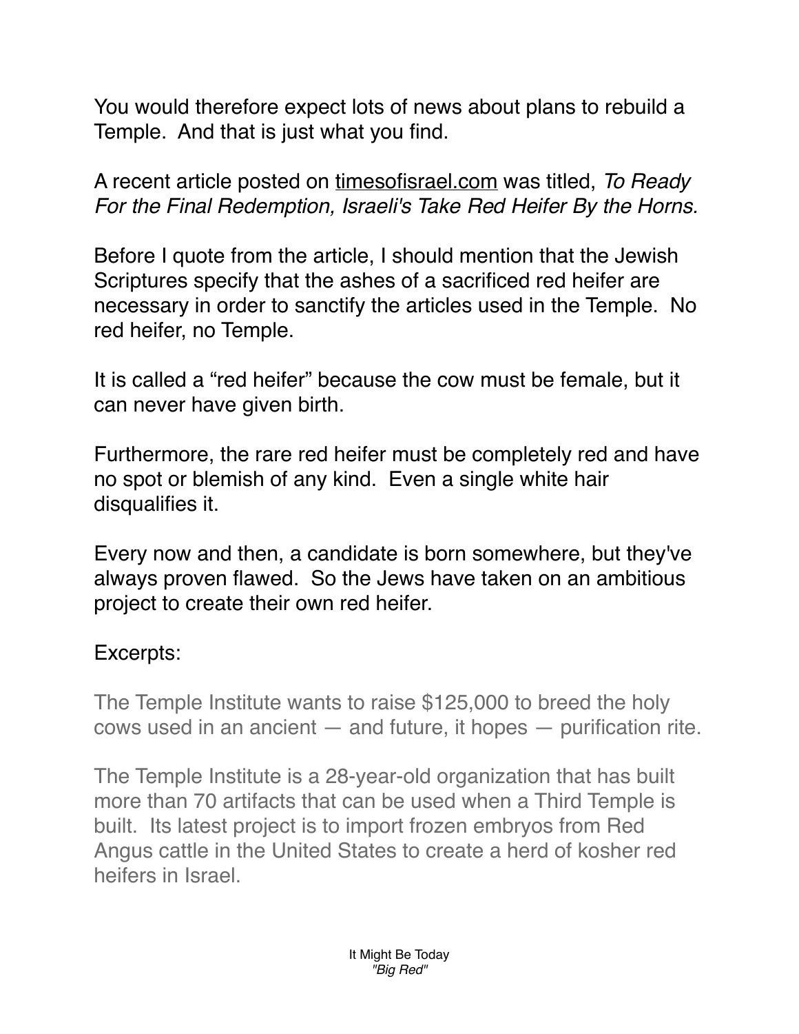You would therefore expect lots of news about plans to rebuild a Temple. And that is just what you find.

A recent article posted on timesofisrael.com was titled, *To Ready For the Final Redemption, Israeli's Take Red Heifer By the Horns.*

Before I quote from the article, I should mention that the Jewish Scriptures specify that the ashes of a sacrificed red heifer are necessary in order to sanctify the articles used in the Temple. No red heifer, no Temple.

It is called a "red heifer" because the cow must be female, but it can never have given birth.

Furthermore, the rare red heifer must be completely red and have no spot or blemish of any kind. Even a single white hair disqualifies it.

Every now and then, a candidate is born somewhere, but they've always proven flawed. So the Jews have taken on an ambitious project to create their own red heifer.

Excerpts:

> The Temple Institute wants to raise $125,000 to breed the holy cows used in an ancient — and future, it hopes — purification rite.
>
> The Temple Institute is a 28-year-old organization that has built more than 70 artifacts that can be used when a Third Temple is built. Its latest project is to import frozen embryos from Red Angus cattle in the United States to create a herd of kosher red heifers in Israel.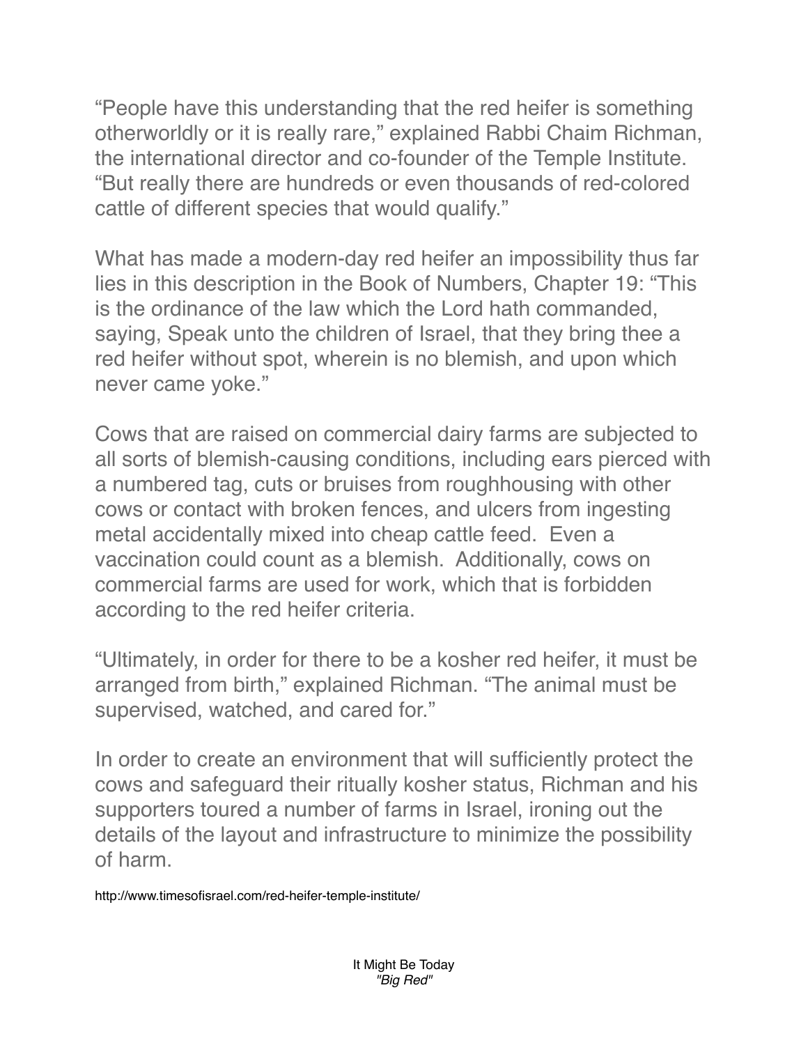“People have this understanding that the red heifer is something otherworldly or it is really rare,” explained Rabbi Chaim Richman, the international director and co-founder of the Temple Institute. “But really there are hundreds or even thousands of red-colored cattle of different species that would qualify.”

What has made a modern-day red heifer an impossibility thus far lies in this description in the Book of Numbers, Chapter 19: “This is the ordinance of the law which the Lord hath commanded, saying, Speak unto the children of Israel, that they bring thee a red heifer without spot, wherein is no blemish, and upon which never came yoke.”

Cows that are raised on commercial dairy farms are subjected to all sorts of blemish-causing conditions, including ears pierced with a numbered tag, cuts or bruises from roughhousing with other cows or contact with broken fences, and ulcers from ingesting metal accidentally mixed into cheap cattle feed. Even a vaccination could count as a blemish. Additionally, cows on commercial farms are used for work, which that is forbidden according to the red heifer criteria.

“Ultimately, in order for there to be a kosher red heifer, it must be arranged from birth,” explained Richman. “The animal must be supervised, watched, and cared for.”

In order to create an environment that will sufficiently protect the cows and safeguard their ritually kosher status, Richman and his supporters toured a number of farms in Israel, ironing out the details of the layout and infrastructure to minimize the possibility of harm.

http://www.timesofisrael.com/red-heifer-temple-institute/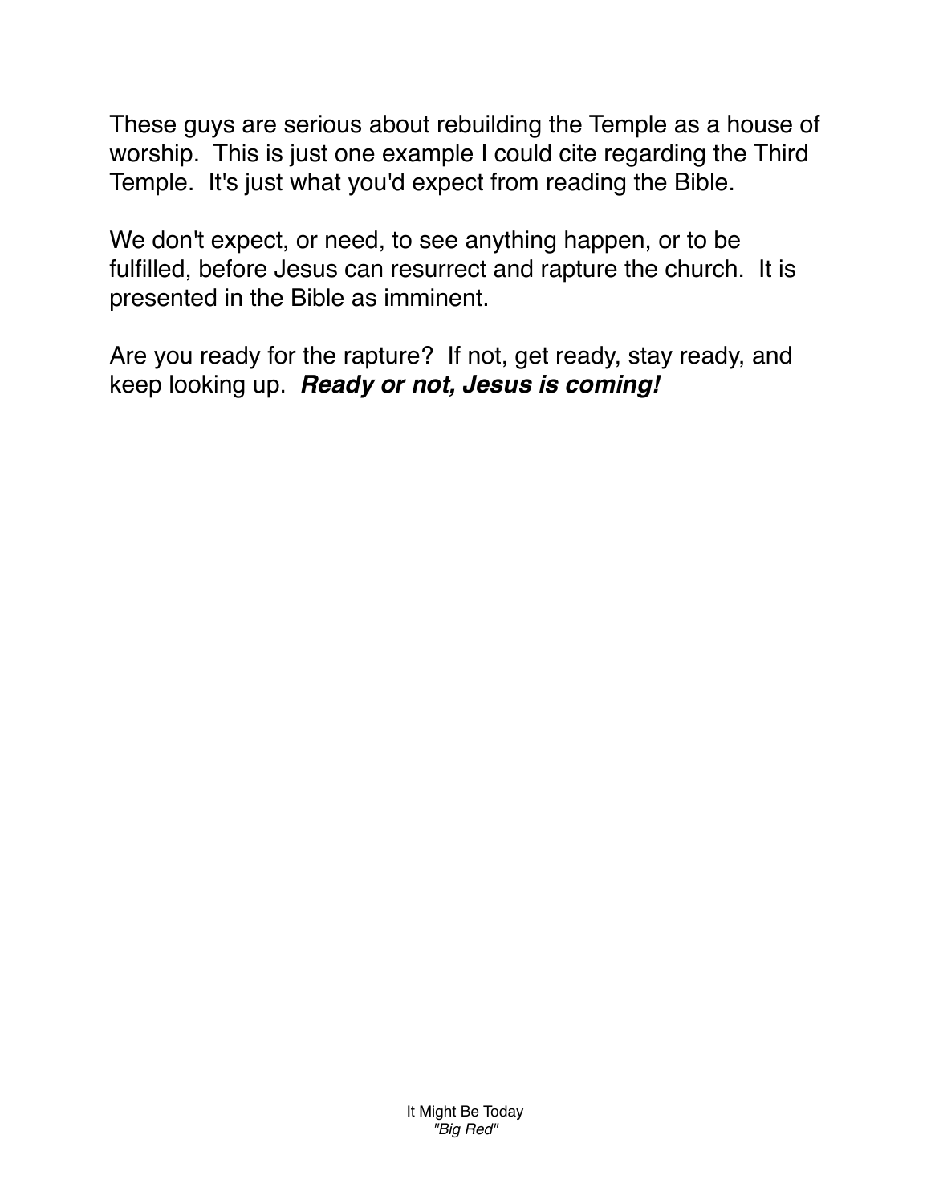These guys are serious about rebuilding the Temple as a house of worship. This is just one example I could cite regarding the Third Temple. It's just what you'd expect from reading the Bible.

We don't expect, or need, to see anything happen, or to be fulfilled, before Jesus can resurrect and rapture the church. It is presented in the Bible as imminent.

Are you ready for the rapture? If not, get ready, stay ready, and keep looking up. ***Ready or not, Jesus is coming!***